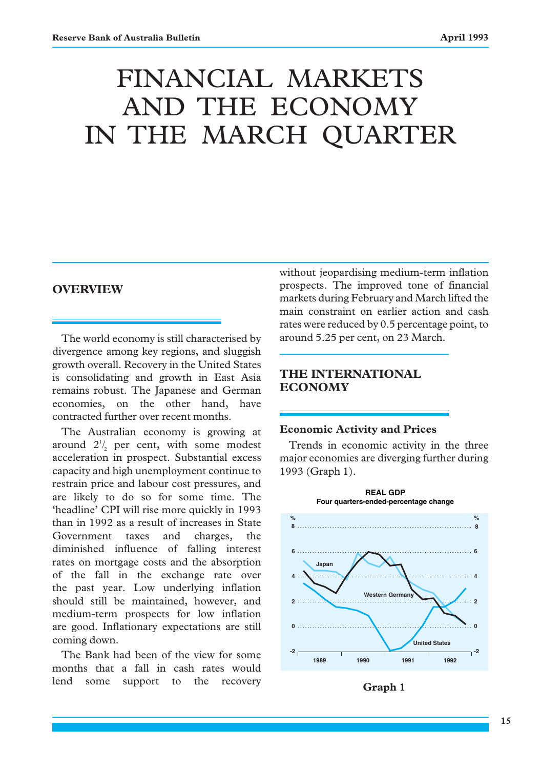# FINANCIAL MARKETS AND THE ECONOMY IN THE MARCH QUARTER

## OVERVIEW

The world economy is still characterised by divergence among key regions, and sluggish growth overall. Recovery in the United States is consolidating and growth in East Asia remains robust. The Japanese and German economies, on the other hand, have contracted further over recent months.

The Australian economy is growing at around 2½ per cent, with some modest acceleration in prospect. Substantial excess capacity and high unemployment continue to restrain price and labour cost pressures, and are likely to do so for some time. The 'headline' CPI will rise more quickly in 1993 than in 1992 as a result of increases in State Government taxes and charges, the diminished influence of falling interest rates on mortgage costs and the absorption of the fall in the exchange rate over the past year. Low underlying inflation should still be maintained, however, and medium-term prospects for low inflation are good. Inflationary expectations are still coming down.

The Bank had been of the view for some months that a fall in cash rates would lend some support to the recovery without jeopardising medium-term inflation prospects. The improved tone of financial markets during February and March lifted the main constraint on earlier action and cash rates were reduced by 0.5 percentage point, to around 5.25 per cent, on 23 March.

## THE INTERNATIONAL ECONOMY

### Economic Activity and Prices

Trends in economic activity in the three major economies are diverging further during 1993 (Graph 1).

**REAL GDP**
Four quarters-ended-percentage change

**Graph 1**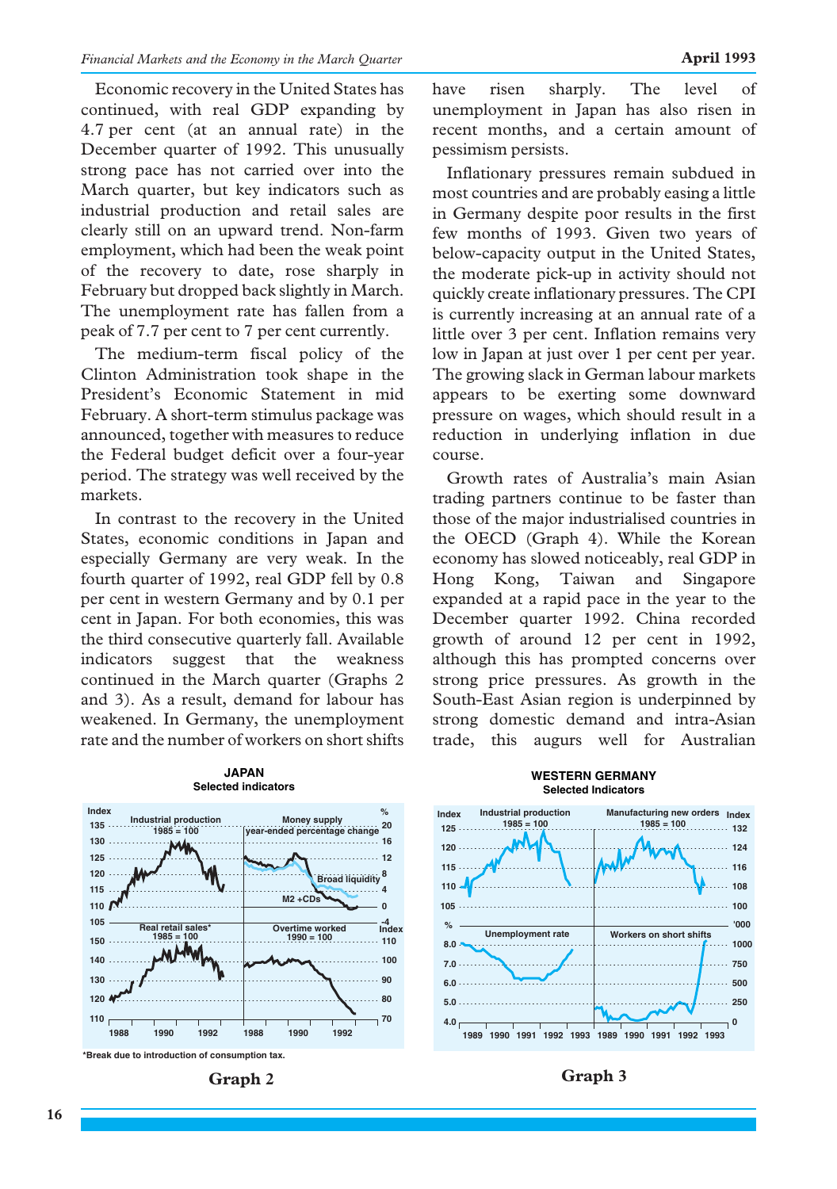Economic recovery in the United States has continued, with real GDP expanding by 4.7 per cent (at an annual rate) in the December quarter of 1992. This unusually strong pace has not carried over into the March quarter, but key indicators such as industrial production and retail sales are clearly still on an upward trend. Non-farm employment, which had been the weak point of the recovery to date, rose sharply in February but dropped back slightly in March. The unemployment rate has fallen from a peak of 7.7 per cent to 7 per cent currently.

The medium-term fiscal policy of the Clinton Administration took shape in the President's Economic Statement in mid February. A short-term stimulus package was announced, together with measures to reduce the Federal budget deficit over a four-year period. The strategy was well received by the markets.

In contrast to the recovery in the United States, economic conditions in Japan and especially Germany are very weak. In the fourth quarter of 1992, real GDP fell by 0.8 per cent in western Germany and by 0.1 per cent in Japan. For both economies, this was the third consecutive quarterly fall. Available indicators suggest that the weakness continued in the March quarter (Graphs 2 and 3). As a result, demand for labour has weakened. In Germany, the unemployment rate and the number of workers on short shifts have risen sharply. The level of unemployment in Japan has also risen in recent months, and a certain amount of pessimism persists.

Inflationary pressures remain subdued in most countries and are probably easing a little in Germany despite poor results in the first few months of 1993. Given two years of below-capacity output in the United States, the moderate pick-up in activity should not quickly create inflationary pressures. The CPI is currently increasing at an annual rate of a little over 3 per cent. Inflation remains very low in Japan at just over 1 per cent per year. The growing slack in German labour markets appears to be exerting some downward pressure on wages, which should result in a reduction in underlying inflation in due course.

Growth rates of Australia's main Asian trading partners continue to be faster than those of the major industrialised countries in the OECD (Graph 4). While the Korean economy has slowed noticeably, real GDP in Hong Kong, Taiwan and Singapore expanded at a rapid pace in the year to the December quarter 1992. China recorded growth of around 12 per cent in 1992, although this has prompted concerns over strong price pressures. As growth in the South-East Asian region is underpinned by strong domestic demand and intra-Asian trade, this augurs well for Australian

**JAPAN**
Selected indicators

*Break due to introduction of consumption tax.

**Graph 2**

**WESTERN GERMANY**
Selected Indicators

**Graph 3**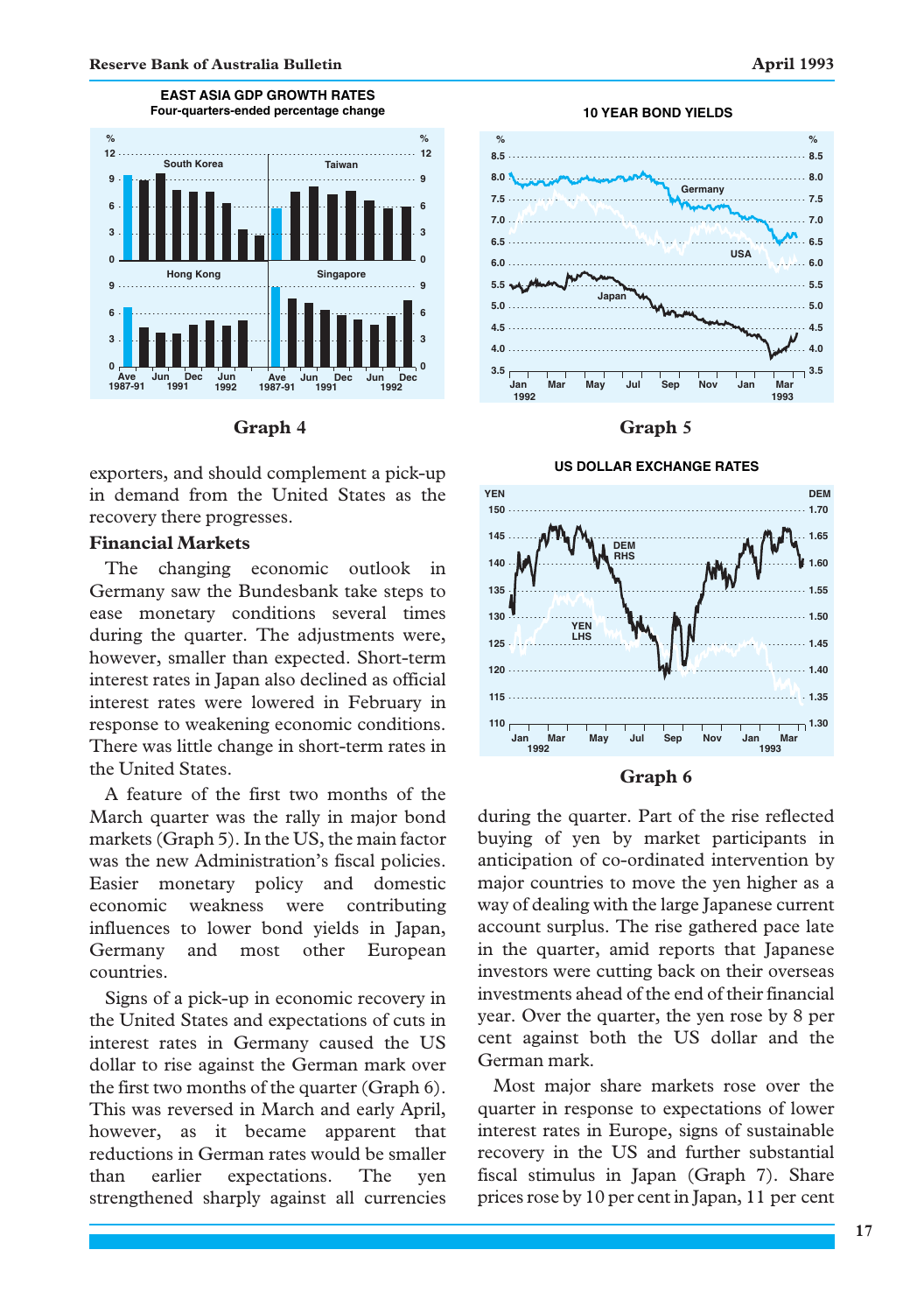EAST ASIA GDP GROWTH RATES
Four-quarters-ended percentage change

Graph 4

10 YEAR BOND YIELDS

Graph 5

exporters, and should complement a pick-up in demand from the United States as the recovery there progresses.

## Financial Markets

The changing economic outlook in Germany saw the Bundesbank take steps to ease monetary conditions several times during the quarter. The adjustments were, however, smaller than expected. Short-term interest rates in Japan also declined as official interest rates were lowered in February in response to weakening economic conditions. There was little change in short-term rates in the United States.

A feature of the first two months of the March quarter was the rally in major bond markets (Graph 5). In the US, the main factor was the new Administration's fiscal policies. Easier monetary policy and domestic economic weakness were contributing influences to lower bond yields in Japan, Germany and most other European countries.

Signs of a pick-up in economic recovery in the United States and expectations of cuts in interest rates in Germany caused the US dollar to rise against the German mark over the first two months of the quarter (Graph 6). This was reversed in March and early April, however, as it became apparent that reductions in German rates would be smaller than earlier expectations. The yen strengthened sharply against all currencies during the quarter. Part of the rise reflected buying of yen by market participants in anticipation of co-ordinated intervention by major countries to move the yen higher as a way of dealing with the large Japanese current account surplus. The rise gathered pace late in the quarter, amid reports that Japanese investors were cutting back on their overseas investments ahead of the end of their financial year. Over the quarter, the yen rose by 8 per cent against both the US dollar and the German mark.

US DOLLAR EXCHANGE RATES

Graph 6

Most major share markets rose over the quarter in response to expectations of lower interest rates in Europe, signs of sustainable recovery in the US and further substantial fiscal stimulus in Japan (Graph 7). Share prices rose by 10 per cent in Japan, 11 per cent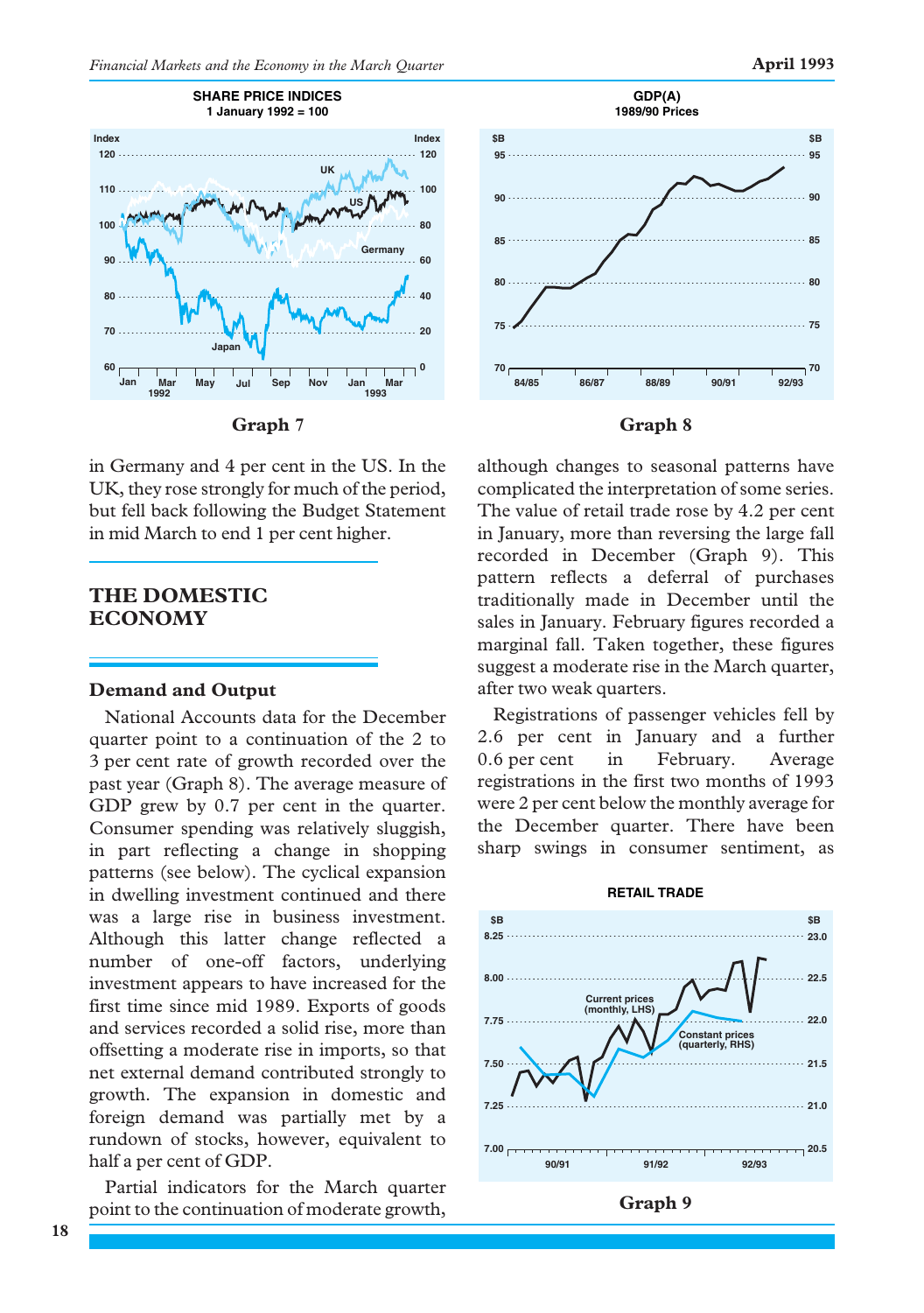Graph 7

Graph 8

in Germany and 4 per cent in the US. In the UK, they rose strongly for much of the period, but fell back following the Budget Statement in mid March to end 1 per cent higher.

## THE DOMESTIC ECONOMY

### Demand and Output

National Accounts data for the December quarter point to a continuation of the 2 to 3 per cent rate of growth recorded over the past year (Graph 8). The average measure of GDP grew by 0.7 per cent in the quarter. Consumer spending was relatively sluggish, in part reflecting a change in shopping patterns (see below). The cyclical expansion in dwelling investment continued and there was a large rise in business investment. Although this latter change reflected a number of one-off factors, underlying investment appears to have increased for the first time since mid 1989. Exports of goods and services recorded a solid rise, more than offsetting a moderate rise in imports, so that net external demand contributed strongly to growth. The expansion in domestic and foreign demand was partially met by a rundown of stocks, however, equivalent to half a per cent of GDP.

Partial indicators for the March quarter point to the continuation of moderate growth, although changes to seasonal patterns have complicated the interpretation of some series. The value of retail trade rose by 4.2 per cent in January, more than reversing the large fall recorded in December (Graph 9). This pattern reflects a deferral of purchases traditionally made in December until the sales in January. February figures recorded a marginal fall. Taken together, these figures suggest a moderate rise in the March quarter, after two weak quarters.

Registrations of passenger vehicles fell by 2.6 per cent in January and a further 0.6 per cent in February. Average registrations in the first two months of 1993 were 2 per cent below the monthly average for the December quarter. There have been sharp swings in consumer sentiment, as

Graph 9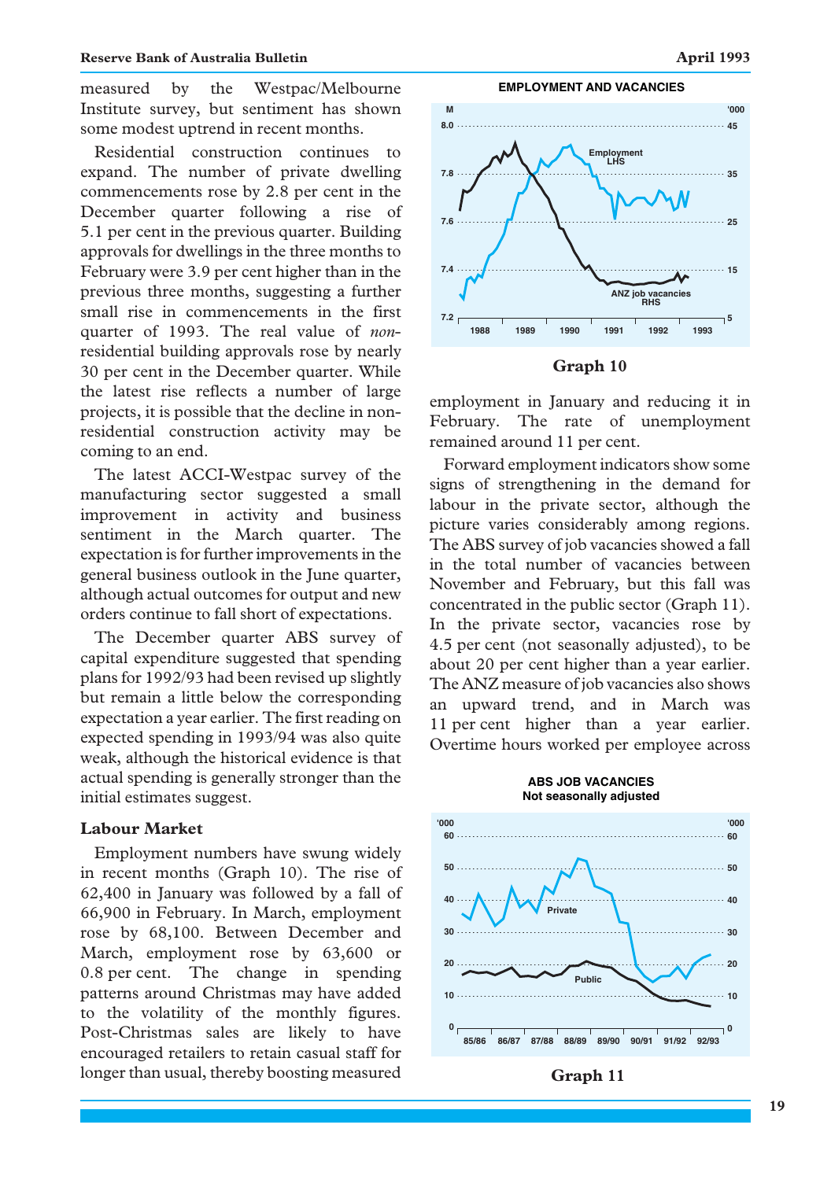measured by the Westpac/Melbourne Institute survey, but sentiment has shown some modest uptrend in recent months.

Residential construction continues to expand. The number of private dwelling commencements rose by 2.8 per cent in the December quarter following a rise of 5.1 per cent in the previous quarter. Building approvals for dwellings in the three months to February were 3.9 per cent higher than in the previous three months, suggesting a further small rise in commencements in the first quarter of 1993. The real value of *non*-residential building approvals rose by nearly 30 per cent in the December quarter. While the latest rise reflects a number of large projects, it is possible that the decline in non-residential construction activity may be coming to an end.

The latest ACCI-Westpac survey of the manufacturing sector suggested a small improvement in activity and business sentiment in the March quarter. The expectation is for further improvements in the general business outlook in the June quarter, although actual outcomes for output and new orders continue to fall short of expectations.

The December quarter ABS survey of capital expenditure suggested that spending plans for 1992/93 had been revised up slightly but remain a little below the corresponding expectation a year earlier. The first reading on expected spending in 1993/94 was also quite weak, although the historical evidence is that actual spending is generally stronger than the initial estimates suggest.

### Labour Market

Employment numbers have swung widely in recent months (Graph 10). The rise of 62,400 in January was followed by a fall of 66,900 in February. In March, employment rose by 68,100. Between December and March, employment rose by 63,600 or 0.8 per cent. The change in spending patterns around Christmas may have added to the volatility of the monthly figures. Post-Christmas sales are likely to have encouraged retailers to retain casual staff for longer than usual, thereby boosting measured employment in January and reducing it in February. The rate of unemployment remained around 11 per cent.

**EMPLOYMENT AND VACANCIES**

**Graph 10**

Forward employment indicators show some signs of strengthening in the demand for labour in the private sector, although the picture varies considerably among regions. The ABS survey of job vacancies showed a fall in the total number of vacancies between November and February, but this fall was concentrated in the public sector (Graph 11). In the private sector, vacancies rose by 4.5 per cent (not seasonally adjusted), to be about 20 per cent higher than a year earlier. The ANZ measure of job vacancies also shows an upward trend, and in March was 11 per cent higher than a year earlier. Overtime hours worked per employee across

**ABS JOB VACANCIES**
**Not seasonally adjusted**

**Graph 11**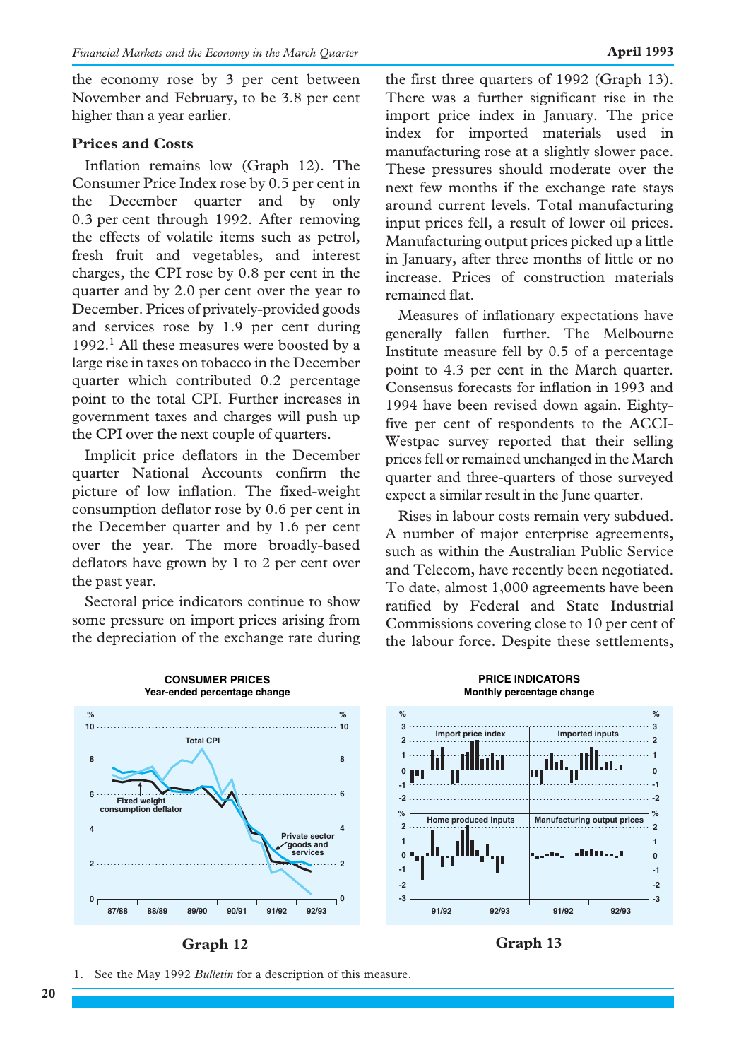the economy rose by 3 per cent between November and February, to be 3.8 per cent higher than a year earlier.

### Prices and Costs

Inflation remains low (Graph 12). The Consumer Price Index rose by 0.5 per cent in the December quarter and by only 0.3 per cent through 1992. After removing the effects of volatile items such as petrol, fresh fruit and vegetables, and interest charges, the CPI rose by 0.8 per cent in the quarter and by 2.0 per cent over the year to December. Prices of privately-provided goods and services rose by 1.9 per cent during 1992.[1] All these measures were boosted by a large rise in taxes on tobacco in the December quarter which contributed 0.2 percentage point to the total CPI. Further increases in government taxes and charges will push up the CPI over the next couple of quarters.

Implicit price deflators in the December quarter National Accounts confirm the picture of low inflation. The fixed-weight consumption deflator rose by 0.6 per cent in the December quarter and by 1.6 per cent over the year. The more broadly-based deflators have grown by 1 to 2 per cent over the past year.

Sectoral price indicators continue to show some pressure on import prices arising from the depreciation of the exchange rate during the first three quarters of 1992 (Graph 13). There was a further significant rise in the import price index in January. The price index for imported materials used in manufacturing rose at a slightly slower pace. These pressures should moderate over the next few months if the exchange rate stays around current levels. Total manufacturing input prices fell, a result of lower oil prices. Manufacturing output prices picked up a little in January, after three months of little or no increase. Prices of construction materials remained flat.

Measures of inflationary expectations have generally fallen further. The Melbourne Institute measure fell by 0.5 of a percentage point to 4.3 per cent in the March quarter. Consensus forecasts for inflation in 1993 and 1994 have been revised down again. Eighty-five per cent of respondents to the ACCI-Westpac survey reported that their selling prices fell or remained unchanged in the March quarter and three-quarters of those surveyed expect a similar result in the June quarter.

Rises in labour costs remain very subdued. A number of major enterprise agreements, such as within the Australian Public Service and Telecom, have recently been negotiated. To date, almost 1,000 agreements have been ratified by Federal and State Industrial Commissions covering close to 10 per cent of the labour force. Despite these settlements,

**CONSUMER PRICES**
**Year-ended percentage change**

**Graph 12**

**PRICE INDICATORS**
**Monthly percentage change**

**Graph 13**

1. See the May 1992 *Bulletin* for a description of this measure.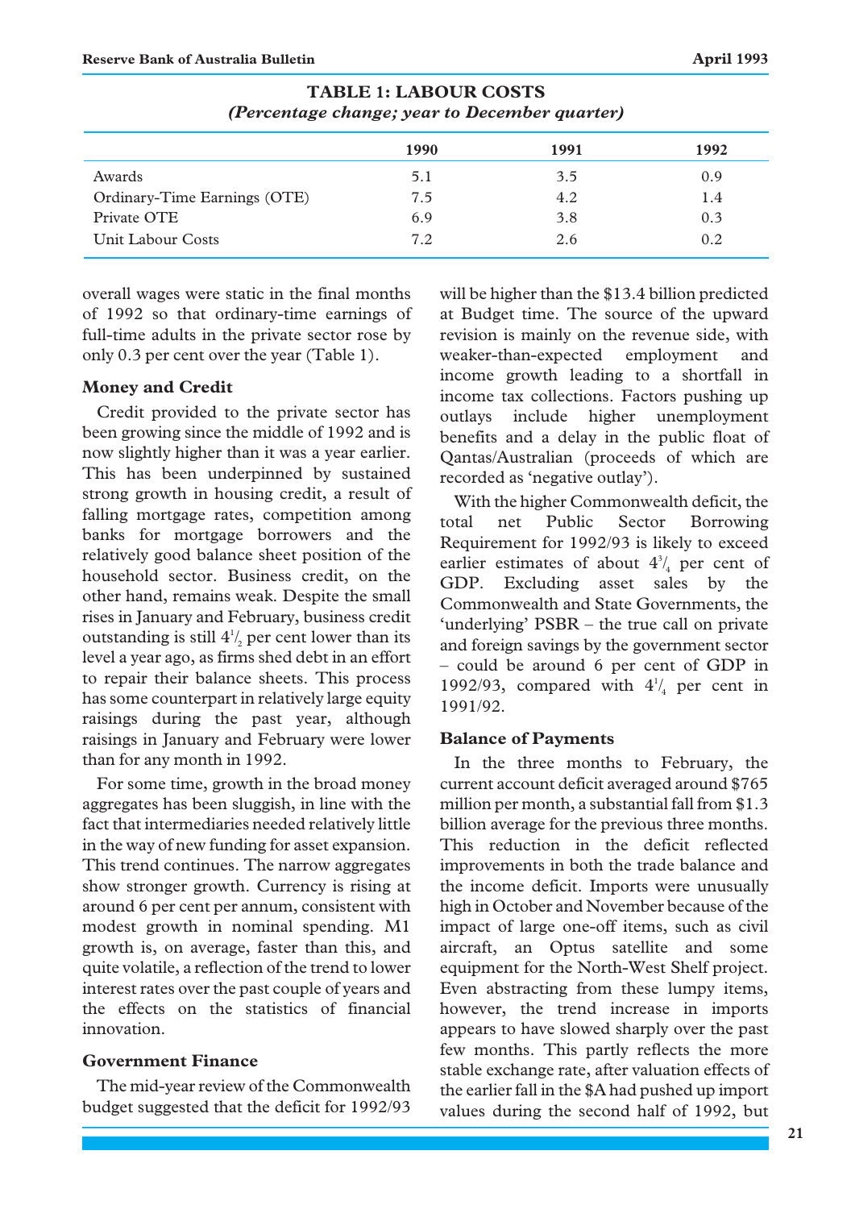**TABLE 1: LABOUR COSTS**
***(Percentage change; year to December quarter)***

| | 1990 | 1991 | 1992 |
|---|---|---|---|
| Awards | 5.1 | 3.5 | 0.9 |
| Ordinary-Time Earnings (OTE) | 7.5 | 4.2 | 1.4 |
| Private OTE | 6.9 | 3.8 | 0.3 |
| Unit Labour Costs | 7.2 | 2.6 | 0.2 |

overall wages were static in the final months of 1992 so that ordinary-time earnings of full-time adults in the private sector rose by only 0.3 per cent over the year (Table 1).

### Money and Credit

Credit provided to the private sector has been growing since the middle of 1992 and is now slightly higher than it was a year earlier. This has been underpinned by sustained strong growth in housing credit, a result of falling mortgage rates, competition among banks for mortgage borrowers and the relatively good balance sheet position of the household sector. Business credit, on the other hand, remains weak. Despite the small rises in January and February, business credit outstanding is still $4\frac{1}{2}$ per cent lower than its level a year ago, as firms shed debt in an effort to repair their balance sheets. This process has some counterpart in relatively large equity raisings during the past year, although raisings in January and February were lower than for any month in 1992.

For some time, growth in the broad money aggregates has been sluggish, in line with the fact that intermediaries needed relatively little in the way of new funding for asset expansion. This trend continues. The narrow aggregates show stronger growth. Currency is rising at around 6 per cent per annum, consistent with modest growth in nominal spending. M1 growth is, on average, faster than this, and quite volatile, a reflection of the trend to lower interest rates over the past couple of years and the effects on the statistics of financial innovation.

### Government Finance

The mid-year review of the Commonwealth budget suggested that the deficit for 1992/93 will be higher than the $13.4 billion predicted at Budget time. The source of the upward revision is mainly on the revenue side, with weaker-than-expected employment and income growth leading to a shortfall in income tax collections. Factors pushing up outlays include higher unemployment benefits and a delay in the public float of Qantas/Australian (proceeds of which are recorded as 'negative outlay').

With the higher Commonwealth deficit, the total net Public Sector Borrowing Requirement for 1992/93 is likely to exceed earlier estimates of about $4\frac{3}{4}$ per cent of GDP. Excluding asset sales by the Commonwealth and State Governments, the 'underlying' PSBR – the true call on private and foreign savings by the government sector – could be around 6 per cent of GDP in 1992/93, compared with $4\frac{1}{4}$ per cent in 1991/92.

### Balance of Payments

In the three months to February, the current account deficit averaged around $765 million per month, a substantial fall from $1.3 billion average for the previous three months. This reduction in the deficit reflected improvements in both the trade balance and the income deficit. Imports were unusually high in October and November because of the impact of large one-off items, such as civil aircraft, an Optus satellite and some equipment for the North-West Shelf project. Even abstracting from these lumpy items, however, the trend increase in imports appears to have slowed sharply over the past few months. This partly reflects the more stable exchange rate, after valuation effects of the earlier fall in the $A had pushed up import values during the second half of 1992, but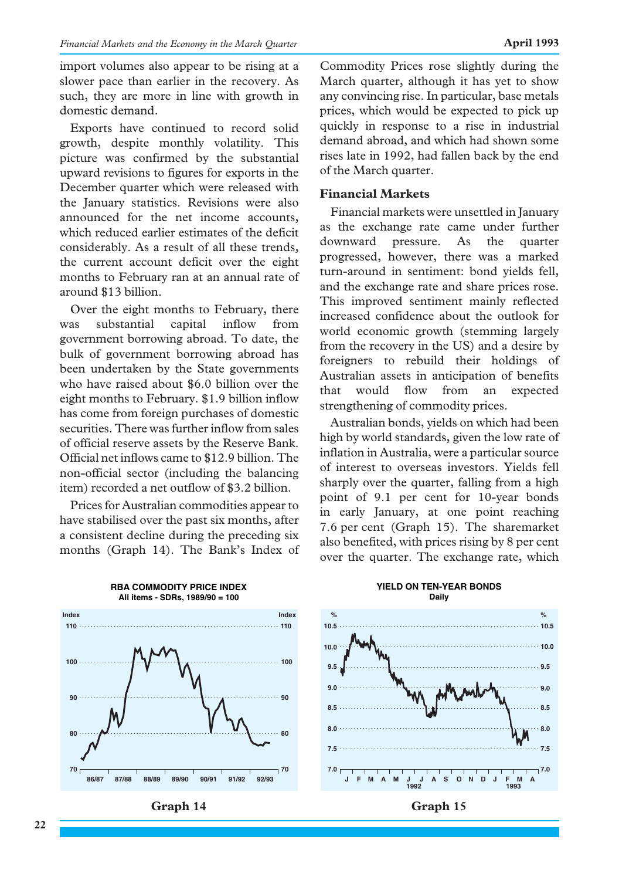import volumes also appear to be rising at a slower pace than earlier in the recovery. As such, they are more in line with growth in domestic demand.

Exports have continued to record solid growth, despite monthly volatility. This picture was confirmed by the substantial upward revisions to figures for exports in the December quarter which were released with the January statistics. Revisions were also announced for the net income accounts, which reduced earlier estimates of the deficit considerably. As a result of all these trends, the current account deficit over the eight months to February ran at an annual rate of around $13 billion.

Over the eight months to February, there was substantial capital inflow from government borrowing abroad. To date, the bulk of government borrowing abroad has been undertaken by the State governments who have raised about $6.0 billion over the eight months to February. $1.9 billion inflow has come from foreign purchases of domestic securities. There was further inflow from sales of official reserve assets by the Reserve Bank. Official net inflows came to $12.9 billion. The non-official sector (including the balancing item) recorded a net outflow of $3.2 billion.

Prices for Australian commodities appear to have stabilised over the past six months, after a consistent decline during the preceding six months (Graph 14). The Bank's Index of Commodity Prices rose slightly during the March quarter, although it has yet to show any convincing rise. In particular, base metals prices, which would be expected to pick up quickly in response to a rise in industrial demand abroad, and which had shown some rises late in 1992, had fallen back by the end of the March quarter.

## Financial Markets

Financial markets were unsettled in January as the exchange rate came under further downward pressure. As the quarter progressed, however, there was a marked turn-around in sentiment: bond yields fell, and the exchange rate and share prices rose. This improved sentiment mainly reflected increased confidence about the outlook for world economic growth (stemming largely from the recovery in the US) and a desire by foreigners to rebuild their holdings of Australian assets in anticipation of benefits that would flow from an expected strengthening of commodity prices.

Australian bonds, yields on which had been high by world standards, given the low rate of inflation in Australia, were a particular source of interest to overseas investors. Yields fell sharply over the quarter, falling from a high point of 9.1 per cent for 10-year bonds in early January, at one point reaching 7.6 per cent (Graph 15). The sharemarket also benefited, with prices rising by 8 per cent over the quarter. The exchange rate, which

**RBA COMMODITY PRICE INDEX**
All items - SDRs, 1989/90 = 100

**Graph 14**

**YIELD ON TEN-YEAR BONDS**
Daily

**Graph 15**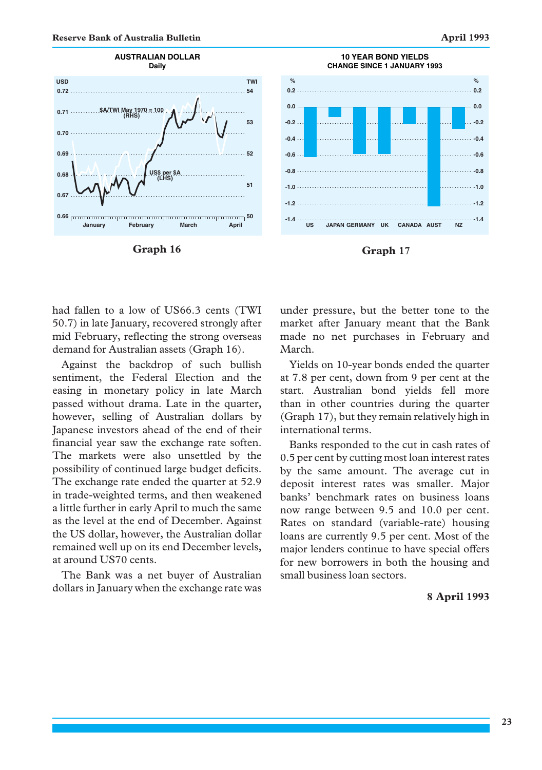**AUSTRALIAN DOLLAR**
Daily

USD
0.72
0.71
0.70
0.69
0.68
0.67
0.66

TWI
54
53
52
51
50

$A/TWI May 1970 = 100
(RHS)

US$ per $A
(LHS)

January February March April

**Graph 16**

**10 YEAR BOND YIELDS**
**CHANGE SINCE 1 JANUARY 1993**

%
0.2
0.0
-0.2
-0.4
-0.6
-0.8
-1.0
-1.2
-1.4

US JAPAN GERMANY UK CANADA AUST NZ

**Graph 17**

had fallen to a low of US66.3 cents (TWI 50.7) in late January, recovered strongly after mid February, reflecting the strong overseas demand for Australian assets (Graph 16).

Against the backdrop of such bullish sentiment, the Federal Election and the easing in monetary policy in late March passed without drama. Late in the quarter, however, selling of Australian dollars by Japanese investors ahead of the end of their financial year saw the exchange rate soften. The markets were also unsettled by the possibility of continued large budget deficits. The exchange rate ended the quarter at 52.9 in trade-weighted terms, and then weakened a little further in early April to much the same as the level at the end of December. Against the US dollar, however, the Australian dollar remained well up on its end December levels, at around US70 cents.

The Bank was a net buyer of Australian dollars in January when the exchange rate was under pressure, but the better tone to the market after January meant that the Bank made no net purchases in February and March.

Yields on 10-year bonds ended the quarter at 7.8 per cent, down from 9 per cent at the start. Australian bond yields fell more than in other countries during the quarter (Graph 17), but they remain relatively high in international terms.

Banks responded to the cut in cash rates of 0.5 per cent by cutting most loan interest rates by the same amount. The average cut in deposit interest rates was smaller. Major banks' benchmark rates on business loans now range between 9.5 and 10.0 per cent. Rates on standard (variable-rate) housing loans are currently 9.5 per cent. Most of the major lenders continue to have special offers for new borrowers in both the housing and small business loan sectors.

**8 April 1993**